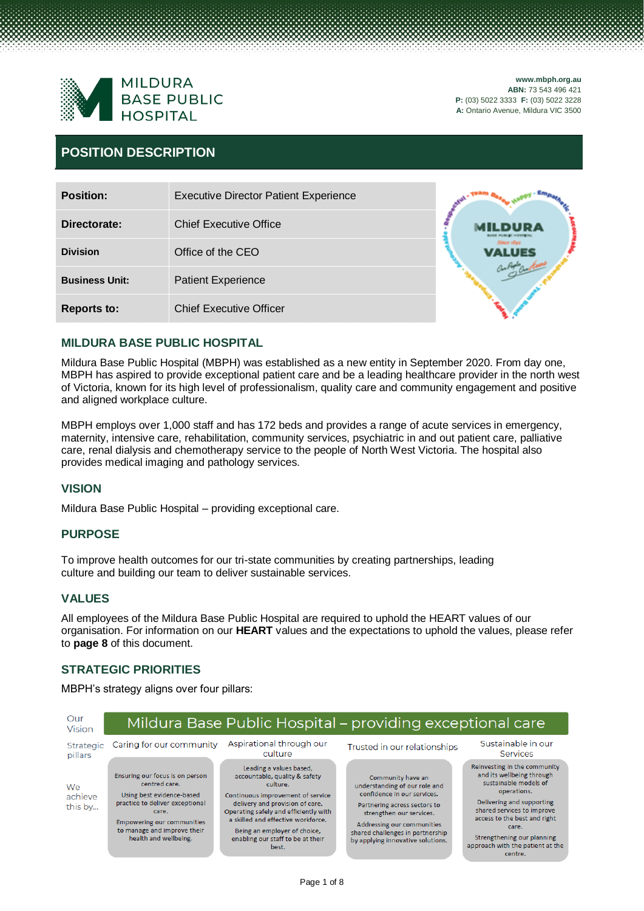MILDURA BASE PUBLIC HOSPITAL

**www.mbph.org.au**
**ABN:** 73 543 496 421
**P:** (03) 5022 3333 **F:** (03) 5022 3228
**A:** Ontario Avenue, Mildura VIC 3500

# POSITION DESCRIPTION

| | |
|---|---|
| **Position:** | Executive Director Patient Experience |
| **Directorate:** | Chief Executive Office |
| **Division** | Office of the CEO |
| **Business Unit:** | Patient Experience |
| **Reports to:** | Chief Executive Officer |

## MILDURA BASE PUBLIC HOSPITAL

Mildura Base Public Hospital (MBPH) was established as a new entity in September 2020. From day one, MBPH has aspired to provide exceptional patient care and be a leading healthcare provider in the north west of Victoria, known for its high level of professionalism, quality care and community engagement and positive and aligned workplace culture.

MBPH employs over 1,000 staff and has 172 beds and provides a range of acute services in emergency, maternity, intensive care, rehabilitation, community services, psychiatric in and out patient care, palliative care, renal dialysis and chemotherapy service to the people of North West Victoria. The hospital also provides medical imaging and pathology services.

## VISION

Mildura Base Public Hospital – providing exceptional care.

## PURPOSE

To improve health outcomes for our tri-state communities by creating partnerships, leading culture and building our team to deliver sustainable services.

## VALUES

All employees of the Mildura Base Public Hospital are required to uphold the HEART values of our organisation. For information on our **HEART** values and the expectations to uphold the values, please refer to **page 8** of this document.

## STRATEGIC PRIORITIES

MBPH's strategy aligns over four pillars:

**Our Vision:** Mildura Base Public Hospital – providing exceptional care

| Strategic pillars | Caring for our community | Aspirational through our culture | Trusted in our relationships | Sustainable in our Services |
|---|---|---|---|---|
| We achieve this by... | Ensuring our focus is on person centred care. Using best evidence-based practice to deliver exceptional care. Empowering our communities to manage and improve their health and wellbeing. | Leading a values based, accountable, quality & safety culture. Continuous improvement of service delivery and provision of care. Operating safely and efficiently with a skilled and effective workforce. Being an employer of choice, enabling our staff to be at their best. | Community have an understanding of our role and confidence in our services. Partnering across sectors to strengthen our services. Addressing our communities shared challenges in partnership by applying innovative solutions. | Reinvesting in the community and its wellbeing through sustainable models of operations. Delivering and supporting shared services to improve access to the best and right care. Strengthening our planning approach with the patient at the centre. |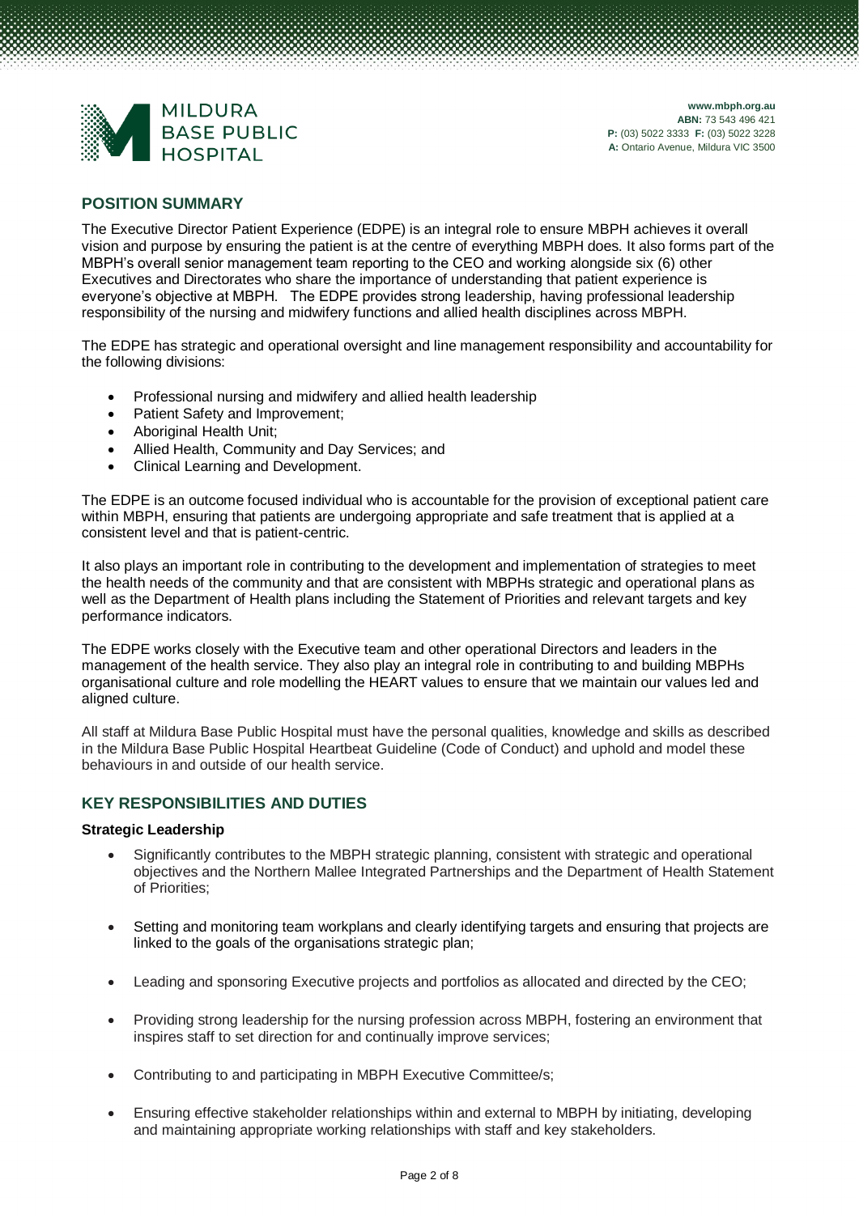## POSITION SUMMARY

The Executive Director Patient Experience (EDPE) is an integral role to ensure MBPH achieves it overall vision and purpose by ensuring the patient is at the centre of everything MBPH does. It also forms part of the MBPH's overall senior management team reporting to the CEO and working alongside six (6) other Executives and Directorates who share the importance of understanding that patient experience is everyone's objective at MBPH. The EDPE provides strong leadership, having professional leadership responsibility of the nursing and midwifery functions and allied health disciplines across MBPH.

The EDPE has strategic and operational oversight and line management responsibility and accountability for the following divisions:

- Professional nursing and midwifery and allied health leadership
- Patient Safety and Improvement;
- Aboriginal Health Unit;
- Allied Health, Community and Day Services; and
- Clinical Learning and Development.

The EDPE is an outcome focused individual who is accountable for the provision of exceptional patient care within MBPH, ensuring that patients are undergoing appropriate and safe treatment that is applied at a consistent level and that is patient-centric.

It also plays an important role in contributing to the development and implementation of strategies to meet the health needs of the community and that are consistent with MBPHs strategic and operational plans as well as the Department of Health plans including the Statement of Priorities and relevant targets and key performance indicators.

The EDPE works closely with the Executive team and other operational Directors and leaders in the management of the health service. They also play an integral role in contributing to and building MBPHs organisational culture and role modelling the HEART values to ensure that we maintain our values led and aligned culture.

All staff at Mildura Base Public Hospital must have the personal qualities, knowledge and skills as described in the Mildura Base Public Hospital Heartbeat Guideline (Code of Conduct) and uphold and model these behaviours in and outside of our health service.

## KEY RESPONSIBILITIES AND DUTIES

**Strategic Leadership**

- Significantly contributes to the MBPH strategic planning, consistent with strategic and operational objectives and the Northern Mallee Integrated Partnerships and the Department of Health Statement of Priorities;
- Setting and monitoring team workplans and clearly identifying targets and ensuring that projects are linked to the goals of the organisations strategic plan;
- Leading and sponsoring Executive projects and portfolios as allocated and directed by the CEO;
- Providing strong leadership for the nursing profession across MBPH, fostering an environment that inspires staff to set direction for and continually improve services;
- Contributing to and participating in MBPH Executive Committee/s;
- Ensuring effective stakeholder relationships within and external to MBPH by initiating, developing and maintaining appropriate working relationships with staff and key stakeholders.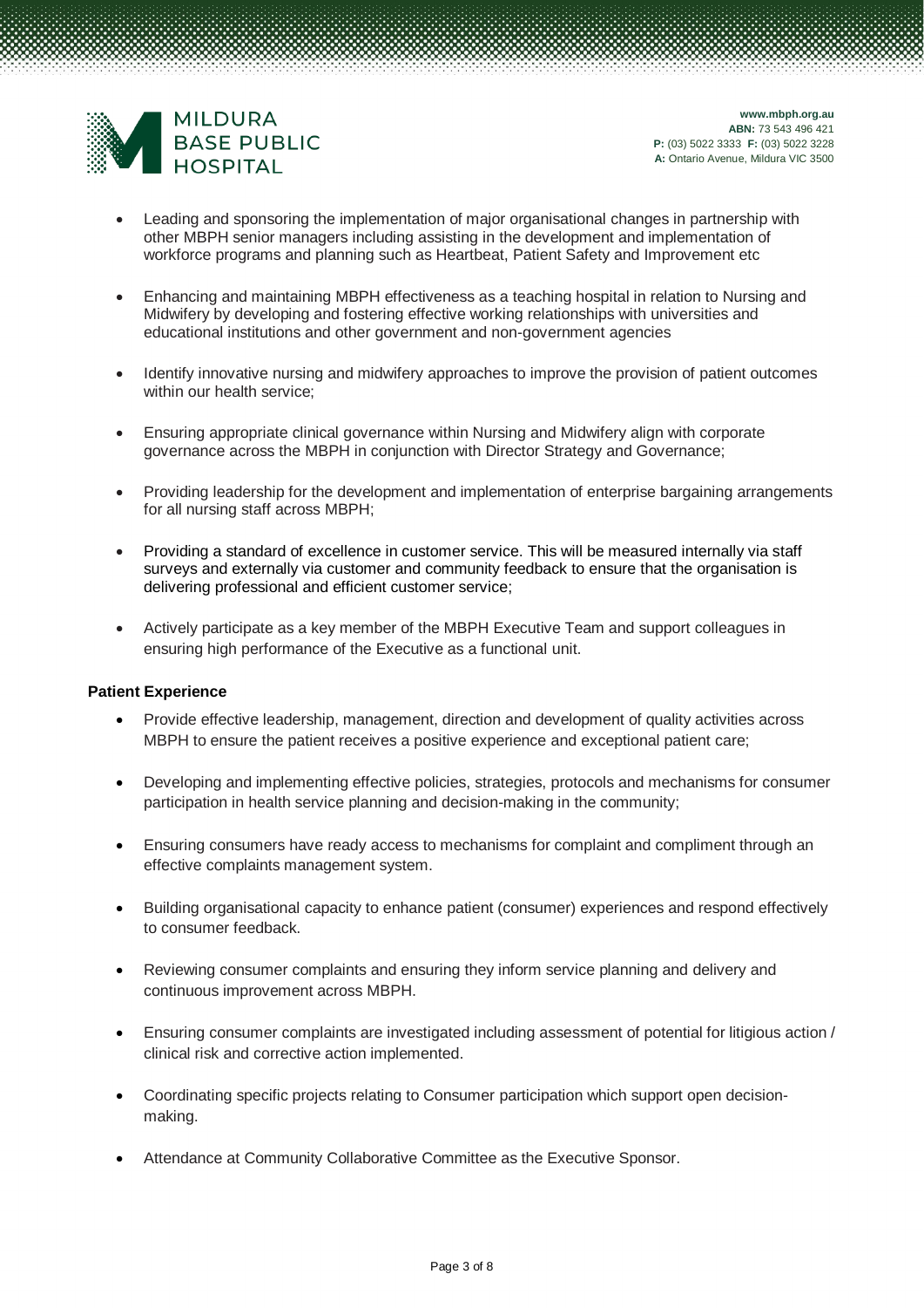- Leading and sponsoring the implementation of major organisational changes in partnership with other MBPH senior managers including assisting in the development and implementation of workforce programs and planning such as Heartbeat, Patient Safety and Improvement etc

- Enhancing and maintaining MBPH effectiveness as a teaching hospital in relation to Nursing and Midwifery by developing and fostering effective working relationships with universities and educational institutions and other government and non-government agencies

- Identify innovative nursing and midwifery approaches to improve the provision of patient outcomes within our health service;

- Ensuring appropriate clinical governance within Nursing and Midwifery align with corporate governance across the MBPH in conjunction with Director Strategy and Governance;

- Providing leadership for the development and implementation of enterprise bargaining arrangements for all nursing staff across MBPH;

- Providing a standard of excellence in customer service. This will be measured internally via staff surveys and externally via customer and community feedback to ensure that the organisation is delivering professional and efficient customer service;

- Actively participate as a key member of the MBPH Executive Team and support colleagues in ensuring high performance of the Executive as a functional unit.

**Patient Experience**

- Provide effective leadership, management, direction and development of quality activities across MBPH to ensure the patient receives a positive experience and exceptional patient care;

- Developing and implementing effective policies, strategies, protocols and mechanisms for consumer participation in health service planning and decision-making in the community;

- Ensuring consumers have ready access to mechanisms for complaint and compliment through an effective complaints management system.

- Building organisational capacity to enhance patient (consumer) experiences and respond effectively to consumer feedback.

- Reviewing consumer complaints and ensuring they inform service planning and delivery and continuous improvement across MBPH.

- Ensuring consumer complaints are investigated including assessment of potential for litigious action / clinical risk and corrective action implemented.

- Coordinating specific projects relating to Consumer participation which support open decision-making.

- Attendance at Community Collaborative Committee as the Executive Sponsor.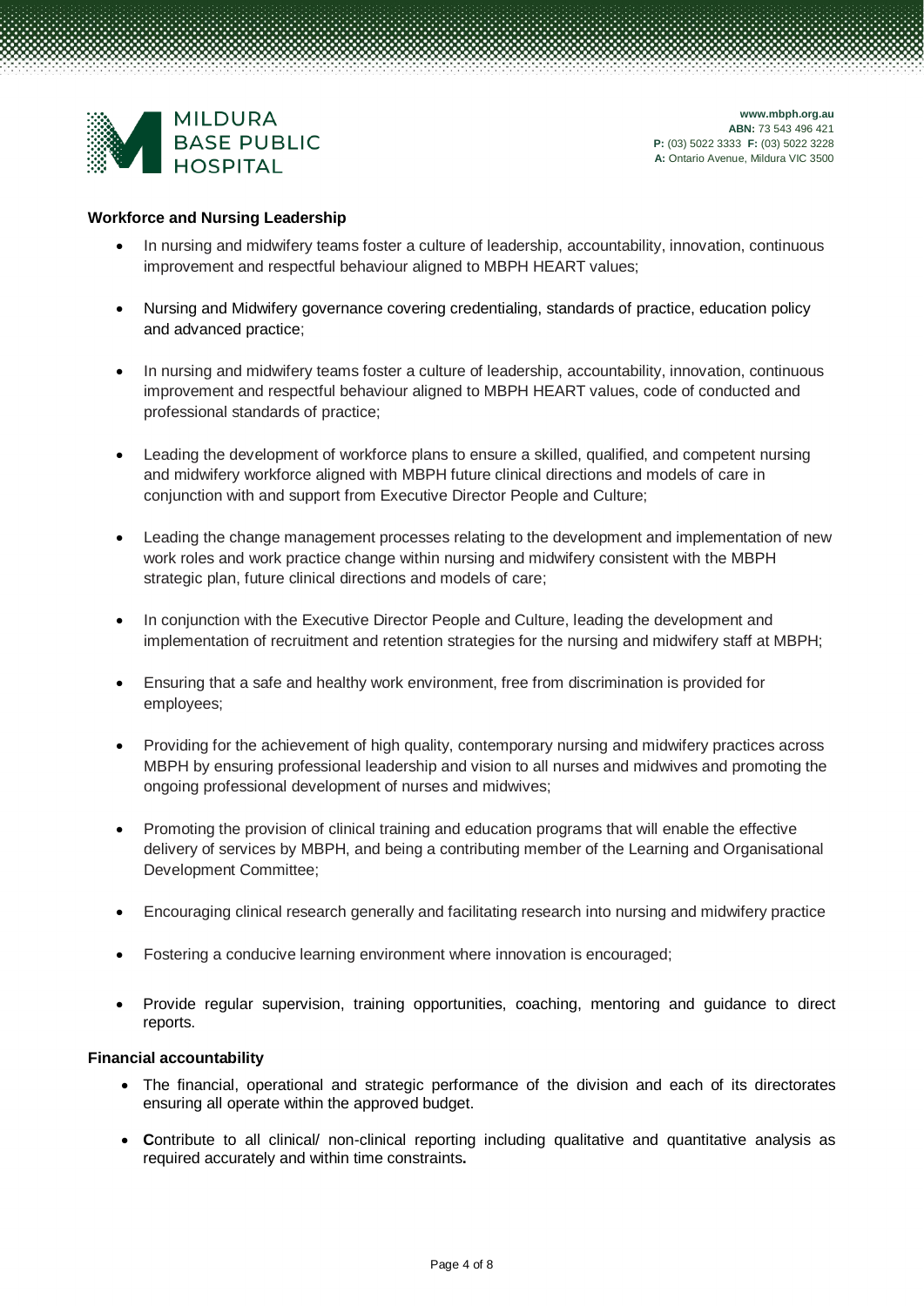**Workforce and Nursing Leadership**

- In nursing and midwifery teams foster a culture of leadership, accountability, innovation, continuous improvement and respectful behaviour aligned to MBPH HEART values;
- Nursing and Midwifery governance covering credentialing, standards of practice, education policy and advanced practice;
- In nursing and midwifery teams foster a culture of leadership, accountability, innovation, continuous improvement and respectful behaviour aligned to MBPH HEART values, code of conducted and professional standards of practice;
- Leading the development of workforce plans to ensure a skilled, qualified, and competent nursing and midwifery workforce aligned with MBPH future clinical directions and models of care in conjunction with and support from Executive Director People and Culture;
- Leading the change management processes relating to the development and implementation of new work roles and work practice change within nursing and midwifery consistent with the MBPH strategic plan, future clinical directions and models of care;
- In conjunction with the Executive Director People and Culture, leading the development and implementation of recruitment and retention strategies for the nursing and midwifery staff at MBPH;
- Ensuring that a safe and healthy work environment, free from discrimination is provided for employees;
- Providing for the achievement of high quality, contemporary nursing and midwifery practices across MBPH by ensuring professional leadership and vision to all nurses and midwives and promoting the ongoing professional development of nurses and midwives;
- Promoting the provision of clinical training and education programs that will enable the effective delivery of services by MBPH, and being a contributing member of the Learning and Organisational Development Committee;
- Encouraging clinical research generally and facilitating research into nursing and midwifery practice
- Fostering a conducive learning environment where innovation is encouraged;
- Provide regular supervision, training opportunities, coaching, mentoring and guidance to direct reports.

**Financial accountability**

- The financial, operational and strategic performance of the division and each of its directorates ensuring all operate within the approved budget.
- **C**ontribute to all clinical/ non-clinical reporting including qualitative and quantitative analysis as required accurately and within time constraints**.**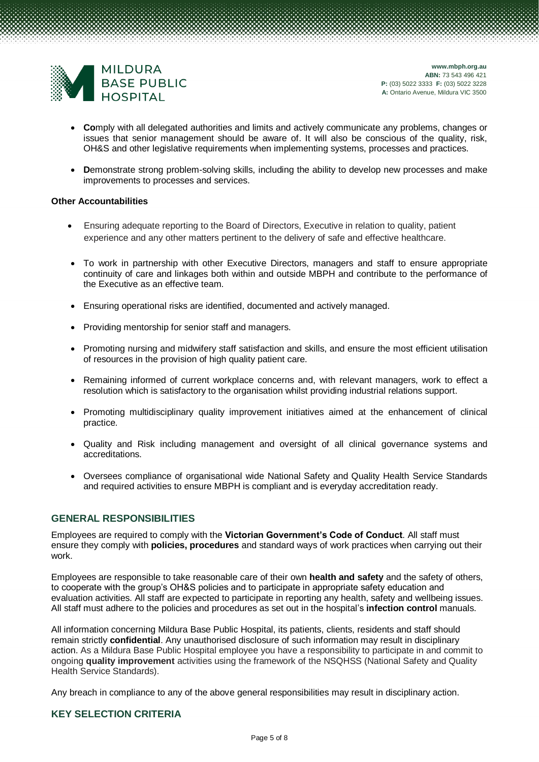- **Co**mply with all delegated authorities and limits and actively communicate any problems, changes or issues that senior management should be aware of. It will also be conscious of the quality, risk, OH&S and other legislative requirements when implementing systems, processes and practices.

- **D**emonstrate strong problem-solving skills, including the ability to develop new processes and make improvements to processes and services.

**Other Accountabilities**

- Ensuring adequate reporting to the Board of Directors, Executive in relation to quality, patient experience and any other matters pertinent to the delivery of safe and effective healthcare.

- To work in partnership with other Executive Directors, managers and staff to ensure appropriate continuity of care and linkages both within and outside MBPH and contribute to the performance of the Executive as an effective team.

- Ensuring operational risks are identified, documented and actively managed.

- Providing mentorship for senior staff and managers.

- Promoting nursing and midwifery staff satisfaction and skills, and ensure the most efficient utilisation of resources in the provision of high quality patient care.

- Remaining informed of current workplace concerns and, with relevant managers, work to effect a resolution which is satisfactory to the organisation whilst providing industrial relations support.

- Promoting multidisciplinary quality improvement initiatives aimed at the enhancement of clinical practice.

- Quality and Risk including management and oversight of all clinical governance systems and accreditations.

- Oversees compliance of organisational wide National Safety and Quality Health Service Standards and required activities to ensure MBPH is compliant and is everyday accreditation ready.

## GENERAL RESPONSIBILITIES

Employees are required to comply with the **Victorian Government's Code of Conduct**. All staff must ensure they comply with **policies, procedures** and standard ways of work practices when carrying out their work.

Employees are responsible to take reasonable care of their own **health and safety** and the safety of others, to cooperate with the group's OH&S policies and to participate in appropriate safety education and evaluation activities. All staff are expected to participate in reporting any health, safety and wellbeing issues. All staff must adhere to the policies and procedures as set out in the hospital's **infection control** manuals.

All information concerning Mildura Base Public Hospital, its patients, clients, residents and staff should remain strictly **confidential**. Any unauthorised disclosure of such information may result in disciplinary action. As a Mildura Base Public Hospital employee you have a responsibility to participate in and commit to ongoing **quality improvement** activities using the framework of the NSQHSS (National Safety and Quality Health Service Standards).

Any breach in compliance to any of the above general responsibilities may result in disciplinary action.

## KEY SELECTION CRITERIA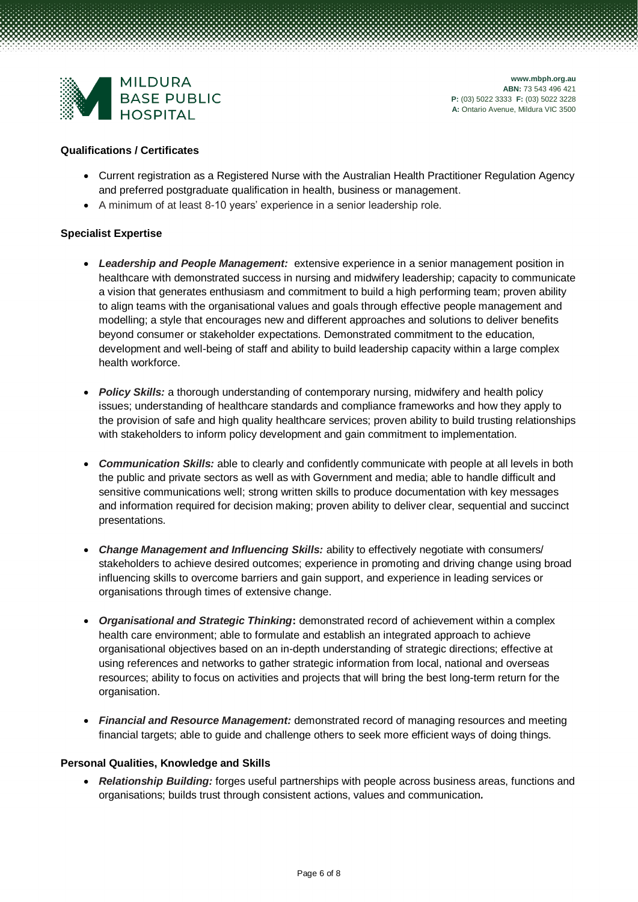**Qualifications / Certificates**

- Current registration as a Registered Nurse with the Australian Health Practitioner Regulation Agency and preferred postgraduate qualification in health, business or management.
- A minimum of at least 8-10 years' experience in a senior leadership role.

**Specialist Expertise**

- ***Leadership and People Management:*** extensive experience in a senior management position in healthcare with demonstrated success in nursing and midwifery leadership; capacity to communicate a vision that generates enthusiasm and commitment to build a high performing team; proven ability to align teams with the organisational values and goals through effective people management and modelling; a style that encourages new and different approaches and solutions to deliver benefits beyond consumer or stakeholder expectations. Demonstrated commitment to the education, development and well-being of staff and ability to build leadership capacity within a large complex health workforce.

- ***Policy Skills:*** a thorough understanding of contemporary nursing, midwifery and health policy issues; understanding of healthcare standards and compliance frameworks and how they apply to the provision of safe and high quality healthcare services; proven ability to build trusting relationships with stakeholders to inform policy development and gain commitment to implementation.

- ***Communication Skills:*** able to clearly and confidently communicate with people at all levels in both the public and private sectors as well as with Government and media; able to handle difficult and sensitive communications well; strong written skills to produce documentation with key messages and information required for decision making; proven ability to deliver clear, sequential and succinct presentations.

- ***Change Management and Influencing Skills:*** ability to effectively negotiate with consumers/ stakeholders to achieve desired outcomes; experience in promoting and driving change using broad influencing skills to overcome barriers and gain support, and experience in leading services or organisations through times of extensive change.

- ***Organisational and Strategic Thinking*****:** demonstrated record of achievement within a complex health care environment; able to formulate and establish an integrated approach to achieve organisational objectives based on an in-depth understanding of strategic directions; effective at using references and networks to gather strategic information from local, national and overseas resources; ability to focus on activities and projects that will bring the best long-term return for the organisation.

- ***Financial and Resource Management:*** demonstrated record of managing resources and meeting financial targets; able to guide and challenge others to seek more efficient ways of doing things.

**Personal Qualities, Knowledge and Skills**

- ***Relationship Building:*** forges useful partnerships with people across business areas, functions and organisations; builds trust through consistent actions, values and communication***.***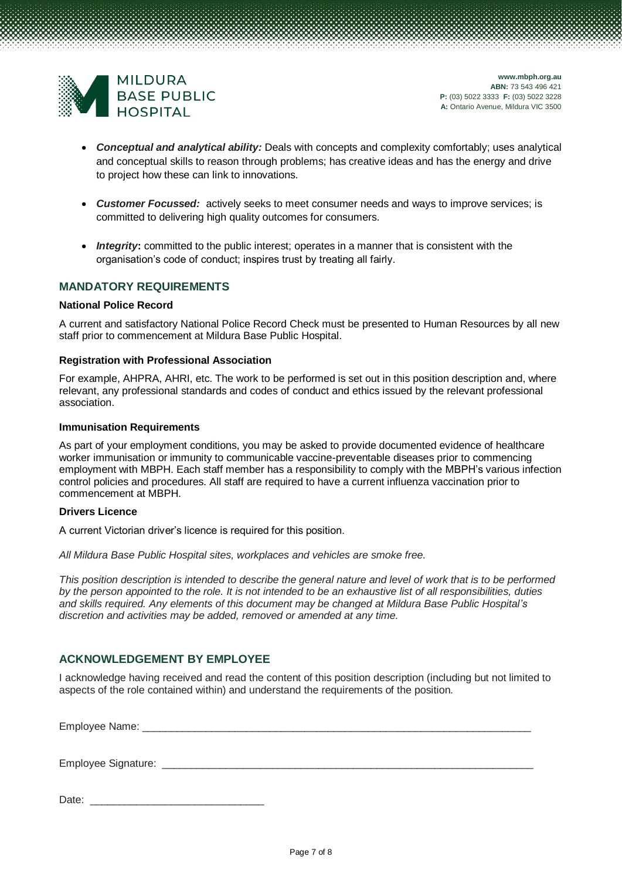- ***Conceptual and analytical ability:*** Deals with concepts and complexity comfortably; uses analytical and conceptual skills to reason through problems; has creative ideas and has the energy and drive to project how these can link to innovations.

- ***Customer Focussed:*** actively seeks to meet consumer needs and ways to improve services; is committed to delivering high quality outcomes for consumers.

- ***Integrity*****:** committed to the public interest; operates in a manner that is consistent with the organisation's code of conduct; inspires trust by treating all fairly.

## MANDATORY REQUIREMENTS

**National Police Record**

A current and satisfactory National Police Record Check must be presented to Human Resources by all new staff prior to commencement at Mildura Base Public Hospital.

**Registration with Professional Association**

For example, AHPRA, AHRI, etc. The work to be performed is set out in this position description and, where relevant, any professional standards and codes of conduct and ethics issued by the relevant professional association.

**Immunisation Requirements**

As part of your employment conditions, you may be asked to provide documented evidence of healthcare worker immunisation or immunity to communicable vaccine-preventable diseases prior to commencing employment with MBPH. Each staff member has a responsibility to comply with the MBPH's various infection control policies and procedures. All staff are required to have a current influenza vaccination prior to commencement at MBPH.

**Drivers Licence**

A current Victorian driver's licence is required for this position.

*All Mildura Base Public Hospital sites, workplaces and vehicles are smoke free.*

*This position description is intended to describe the general nature and level of work that is to be performed by the person appointed to the role. It is not intended to be an exhaustive list of all responsibilities, duties and skills required. Any elements of this document may be changed at Mildura Base Public Hospital's discretion and activities may be added, removed or amended at any time.*

## ACKNOWLEDGEMENT BY EMPLOYEE

I acknowledge having received and read the content of this position description (including but not limited to aspects of the role contained within) and understand the requirements of the position.

Employee Name: ______________________________________________________________________

Employee Signature: __________________________________________________________________

Date: ______________________________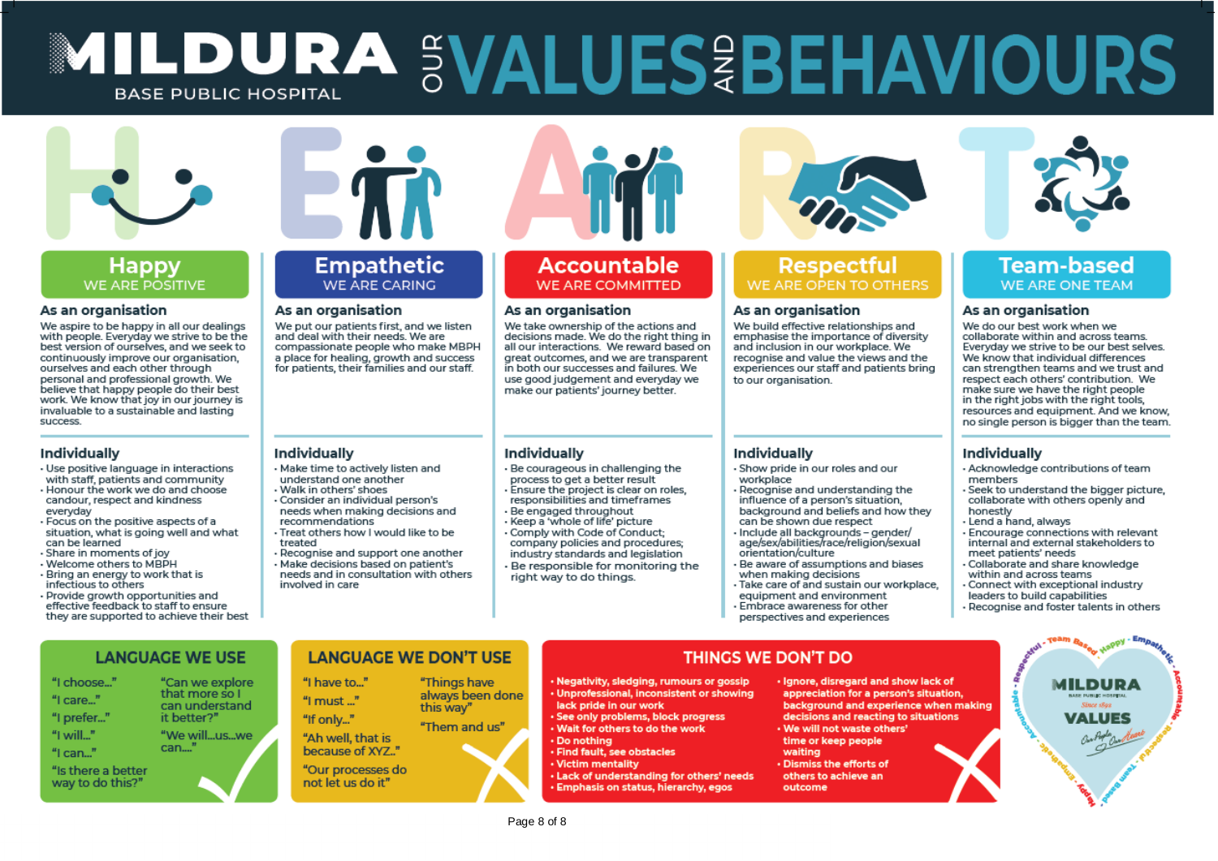# MILDURA BASE PUBLIC HOSPITAL — OUR VALUES AND BEHAVIOURS

## Happy
WE ARE POSITIVE

### As an organisation

We aspire to be happy in all our dealings with people. Everyday we strive to be the best version of ourselves, and we seek to continuously improve our organisation, ourselves and each other through personal and professional growth. We believe that happy people do their best work. We know that joy in our journey is invaluable to a sustainable and lasting success.

### Individually

- Use positive language in interactions with staff, patients and community
- Honour the work we do and choose candour, respect and kindness everyday
- Focus on the positive aspects of a situation, what is going well and what can be learned
- Share in moments of joy
- Welcome others to MBPH
- Bring an energy to work that is infectious to others
- Provide growth opportunities and effective feedback to staff to ensure they are supported to achieve their best

## Empathetic
WE ARE CARING

### As an organisation

We put our patients first, and we listen and deal with their needs. We are compassionate people who make MBPH a place for healing, growth and success for patients, their families and our staff.

### Individually

- Make time to actively listen and understand one another
- Walk in others' shoes
- Consider an individual person's needs when making decisions and recommendations
- Treat others how I would like to be treated
- Recognise and support one another
- Make decisions based on patient's needs and in consultation with others involved in care

## Accountable
WE ARE COMMITTED

### As an organisation

We take ownership of the actions and decisions made. We do the right thing in all our interactions. We reward based on great outcomes, and we are transparent in both our successes and failures. We use good judgement and everyday we make our patients' journey better.

### Individually

- Be courageous in challenging the process to get a better result
- Ensure the project is clear on roles, responsibilities and timeframes
- Be engaged throughout
- Keep a 'whole of life' picture
- Comply with Code of Conduct; company policies and procedures; industry standards and legislation
- Be responsible for monitoring the right way to do things.

## Respectful
WE ARE OPEN TO OTHERS

### As an organisation

We build effective relationships and emphasise the importance of diversity and inclusion in our workplace. We recognise and value the views and the experiences our staff and patients bring to our organisation.

### Individually

- Show pride in our roles and our workplace
- Recognise and understanding the influence of a person's situation, background and beliefs and how they can be shown due respect
- Include all backgrounds – gender/age/sex/abilities/race/religion/sexual orientation/culture
- Be aware of assumptions and biases when making decisions
- Take care of and sustain our workplace, equipment and environment
- Embrace awareness for other perspectives and experiences

## Team-based
WE ARE ONE TEAM

### As an organisation

We do our best work when we collaborate within and across teams. Everyday we strive to be our best selves. We know that individual differences can strengthen teams and we trust and respect each others' contribution. We make sure we have the right people in the right jobs with the right tools, resources and equipment. And we know, no single person is bigger than the team.

### Individually

- Acknowledge contributions of team members
- Seek to understand the bigger picture, collaborate with others openly and honestly
- Lend a hand, always
- Encourage connections with relevant internal and external stakeholders to meet patients' needs
- Collaborate and share knowledge within and across teams
- Connect with exceptional industry leaders to build capabilities
- Recognise and foster talents in others

## LANGUAGE WE USE

- "I choose..."
- "I care..."
- "I prefer..."
- "I will..."
- "I can..."
- "Is there a better way to do this?"
- "Can we explore that more so I can understand it better?"
- "We will...us...we can...."

## LANGUAGE WE DON'T USE

- "I have to..."
- "I must ..."
- "If only..."
- "Ah well, that is because of XYZ.."
- "Our processes do not let us do it"
- "Things have always been done this way"
- "Them and us"

## THINGS WE DON'T DO

- Negativity, sledging, rumours or gossip
- Unprofessional, inconsistent or showing lack pride in our work
- See only problems, block progress
- Wait for others to do the work
- Do nothing
- Find fault, see obstacles
- Victim mentality
- Lack of understanding for others' needs
- Emphasis on status, hierarchy, egos
- Ignore, disregard and show lack of appreciation for a person's situation, background and experience when making decisions and reacting to situations
- We will not waste others' time or keep people waiting
- Dismiss the efforts of others to achieve an outcome

MILDURA BASE PUBLIC HOSPITAL — Since 1892 — VALUES — Our People, Our Heart

Happy · Empathetic · Accountable · Respectful · Team Based